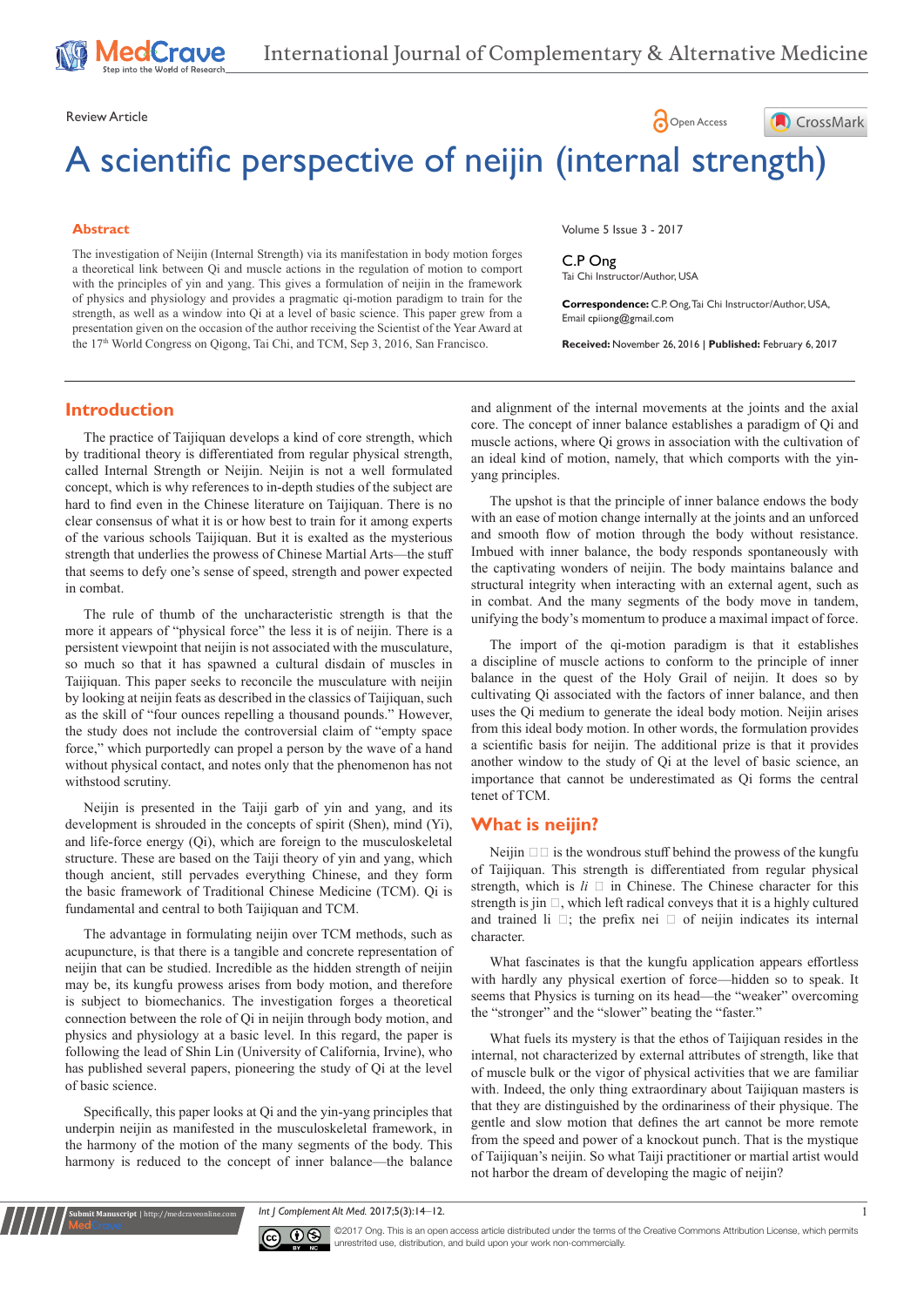Review Article

# A scientific perspective of neijin (internal strength)

## Abstract

The investigation of Neijin (Internal Strength) via its manifestation in body motion forges a theoretical link between Qi and muscle actions in the regulation of motion to comport with the principles of yin and yang. This gives a formulation of neijin in the framework of physics and physiology and provides a pragmatic qi-motion paradigm to train for the strength, as well as a window into Qi at a level of basic science. This paper grew from a presentation given on the occasion of the author receiving the Scientist of the Year Award at the 17th World Congress on Qigong, Tai Chi, and TCM, Sep 3, 2016, San Francisco.

Volume 5 Issue 3 - 2017

**C.P Ong**
Tai Chi Instructor/Author, USA

**Correspondence:** C.P. Ong, Tai Chi Instructor/Author, USA, Email cpiiong@gmail.com

**Received:** November 26, 2016 | **Published:** February 6, 2017

## Introduction

The practice of Taijiquan develops a kind of core strength, which by traditional theory is differentiated from regular physical strength, called Internal Strength or Neijin. Neijin is not a well formulated concept, which is why references to in-depth studies of the subject are hard to find even in the Chinese literature on Taijiquan. There is no clear consensus of what it is or how best to train for it among experts of the various schools Taijiquan. But it is exalted as the mysterious strength that underlies the prowess of Chinese Martial Arts—the stuff that seems to defy one's sense of speed, strength and power expected in combat.

The rule of thumb of the uncharacteristic strength is that the more it appears of "physical force" the less it is of neijin. There is a persistent viewpoint that neijin is not associated with the musculature, so much so that it has spawned a cultural disdain of muscles in Taijiquan. This paper seeks to reconcile the musculature with neijin by looking at neijin feats as described in the classics of Taijiquan, such as the skill of "four ounces repelling a thousand pounds." However, the study does not include the controversial claim of "empty space force," which purportedly can propel a person by the wave of a hand without physical contact, and notes only that the phenomenon has not withstood scrutiny.

Neijin is presented in the Taiji garb of yin and yang, and its development is shrouded in the concepts of spirit (Shen), mind (Yi), and life-force energy (Qi), which are foreign to the musculoskeletal structure. These are based on the Taiji theory of yin and yang, which though ancient, still pervades everything Chinese, and they form the basic framework of Traditional Chinese Medicine (TCM). Qi is fundamental and central to both Taijiquan and TCM.

The advantage in formulating neijin over TCM methods, such as acupuncture, is that there is a tangible and concrete representation of neijin that can be studied. Incredible as the hidden strength of neijin may be, its kungfu prowess arises from body motion, and therefore is subject to biomechanics. The investigation forges a theoretical connection between the role of Qi in neijin through body motion, and physics and physiology at a basic level. In this regard, the paper is following the lead of Shin Lin (University of California, Irvine), who has published several papers, pioneering the study of Qi at the level of basic science.

Specifically, this paper looks at Qi and the yin-yang principles that underpin neijin as manifested in the musculoskeletal framework, in the harmony of the motion of the many segments of the body. This harmony is reduced to the concept of inner balance—the balance and alignment of the internal movements at the joints and the axial core. The concept of inner balance establishes a paradigm of Qi and muscle actions, where Qi grows in association with the cultivation of an ideal kind of motion, namely, that which comports with the yin-yang principles.

The upshot is that the principle of inner balance endows the body with an ease of motion change internally at the joints and an unforced and smooth flow of motion through the body without resistance. Imbued with inner balance, the body responds spontaneously with the captivating wonders of neijin. The body maintains balance and structural integrity when interacting with an external agent, such as in combat. And the many segments of the body move in tandem, unifying the body's momentum to produce a maximal impact of force.

The import of the qi-motion paradigm is that it establishes a discipline of muscle actions to conform to the principle of inner balance in the quest of the Holy Grail of neijin. It does so by cultivating Qi associated with the factors of inner balance, and then uses the Qi medium to generate the ideal body motion. Neijin arises from this ideal body motion. In other words, the formulation provides a scientific basis for neijin. The additional prize is that it provides another window to the study of Qi at the level of basic science, an importance that cannot be underestimated as Qi forms the central tenet of TCM.

## What is neijin?

Neijin □□ is the wondrous stuff behind the prowess of the kungfu of Taijiquan. This strength is differentiated from regular physical strength, which is *li* □ in Chinese. The Chinese character for this strength is jin □, which left radical conveys that it is a highly cultured and trained li □; the prefix nei □ of neijin indicates its internal character.

What fascinates is that the kungfu application appears effortless with hardly any physical exertion of force—hidden so to speak. It seems that Physics is turning on its head—the "weaker" overcoming the "stronger" and the "slower" beating the "faster."

What fuels its mystery is that the ethos of Taijiquan resides in the internal, not characterized by external attributes of strength, like that of muscle bulk or the vigor of physical activities that we are familiar with. Indeed, the only thing extraordinary about Taijiquan masters is that they are distinguished by the ordinariness of their physique. The gentle and slow motion that defines the art cannot be more remote from the speed and power of a knockout punch. That is the mystique of Taijiquan's neijin. So what Taiji practitioner or martial artist would not harbor the dream of developing the magic of neijin?

©2017 Ong. This is an open access article distributed under the terms of the Creative Commons Attribution License, which permits unrestricted use, distribution, and build upon your work non-commercially.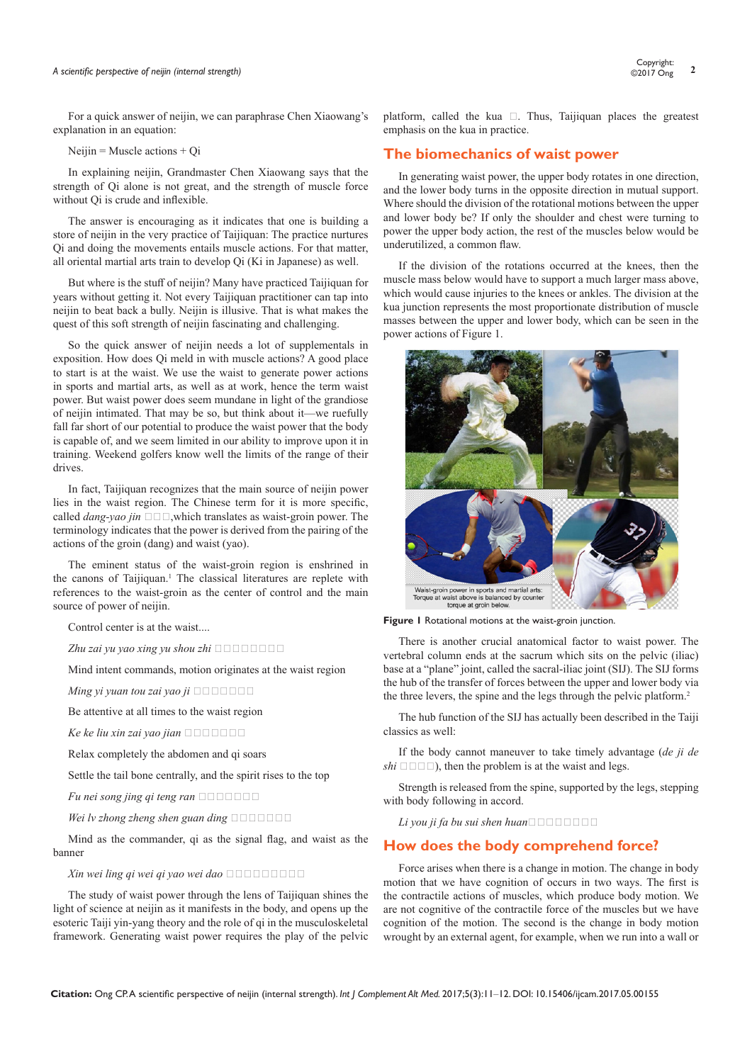For a quick answer of neijin, we can paraphrase Chen Xiaowang's explanation in an equation:

Neijin = Muscle actions + Qi

In explaining neijin, Grandmaster Chen Xiaowang says that the strength of Qi alone is not great, and the strength of muscle force without Qi is crude and inflexible.

The answer is encouraging as it indicates that one is building a store of neijin in the very practice of Taijiquan: The practice nurtures Qi and doing the movements entails muscle actions. For that matter, all oriental martial arts train to develop Qi (Ki in Japanese) as well.

But where is the stuff of neijin? Many have practiced Taijiquan for years without getting it. Not every Taijiquan practitioner can tap into neijin to beat back a bully. Neijin is illusive. That is what makes the quest of this soft strength of neijin fascinating and challenging.

So the quick answer of neijin needs a lot of supplementals in exposition. How does Qi meld in with muscle actions? A good place to start is at the waist. We use the waist to generate power actions in sports and martial arts, as well as at work, hence the term waist power. But waist power does seem mundane in light of the grandiose of neijin intimated. That may be so, but think about it—we ruefully fall far short of our potential to produce the waist power that the body is capable of, and we seem limited in our ability to improve upon it in training. Weekend golfers know well the limits of the range of their drives.

In fact, Taijiquan recognizes that the main source of neijin power lies in the waist region. The Chinese term for it is more specific, called *dang-yao jin* □□□,which translates as waist-groin power. The terminology indicates that the power is derived from the pairing of the actions of the groin (dang) and waist (yao).

The eminent status of the waist-groin region is enshrined in the canons of Taijiquan.[1] The classical literatures are replete with references to the waist-groin as the center of control and the main source of power of neijin.

Control center is at the waist....

*Zhu zai yu yao xing yu shou zhi* □□□□□□□□

Mind intent commands, motion originates at the waist region

*Ming yi yuan tou zai yao ji* □□□□□□□

Be attentive at all times to the waist region

*Ke ke liu xin zai yao jian* □□□□□□□

Relax completely the abdomen and qi soars

Settle the tail bone centrally, and the spirit rises to the top

*Fu nei song jing qi teng ran* □□□□□□□

*Wei lv zhong zheng shen guan ding* □□□□□□□

Mind as the commander, qi as the signal flag, and waist as the banner

*Xin wei ling qi wei qi yao wei dao* □□□□□□□□□

The study of waist power through the lens of Taijiquan shines the light of science at neijin as it manifests in the body, and opens up the esoteric Taiji yin-yang theory and the role of qi in the musculoskeletal framework. Generating waist power requires the play of the pelvic platform, called the kua □. Thus, Taijiquan places the greatest emphasis on the kua in practice.

## The biomechanics of waist power

In generating waist power, the upper body rotates in one direction, and the lower body turns in the opposite direction in mutual support. Where should the division of the rotational motions between the upper and lower body be? If only the shoulder and chest were turning to power the upper body action, the rest of the muscles below would be underutilized, a common flaw.

If the division of the rotations occurred at the knees, then the muscle mass below would have to support a much larger mass above, which would cause injuries to the knees or ankles. The division at the kua junction represents the most proportionate distribution of muscle masses between the upper and lower body, which can be seen in the power actions of Figure 1.

**Figure 1** Rotational motions at the waist-groin junction.

There is another crucial anatomical factor to waist power. The vertebral column ends at the sacrum which sits on the pelvic (iliac) base at a "plane" joint, called the sacral-iliac joint (SIJ). The SIJ forms the hub of the transfer of forces between the upper and lower body via the three levers, the spine and the legs through the pelvic platform.[2]

The hub function of the SIJ has actually been described in the Taiji classics as well:

If the body cannot maneuver to take timely advantage (*de ji de shi* □□□□), then the problem is at the waist and legs.

Strength is released from the spine, supported by the legs, stepping with body following in accord.

*Li you ji fa bu sui shen huan*□□□□□□□□

## How does the body comprehend force?

Force arises when there is a change in motion. The change in body motion that we have cognition of occurs in two ways. The first is the contractile actions of muscles, which produce body motion. We are not cognitive of the contractile force of the muscles but we have cognition of the motion. The second is the change in body motion wrought by an external agent, for example, when we run into a wall or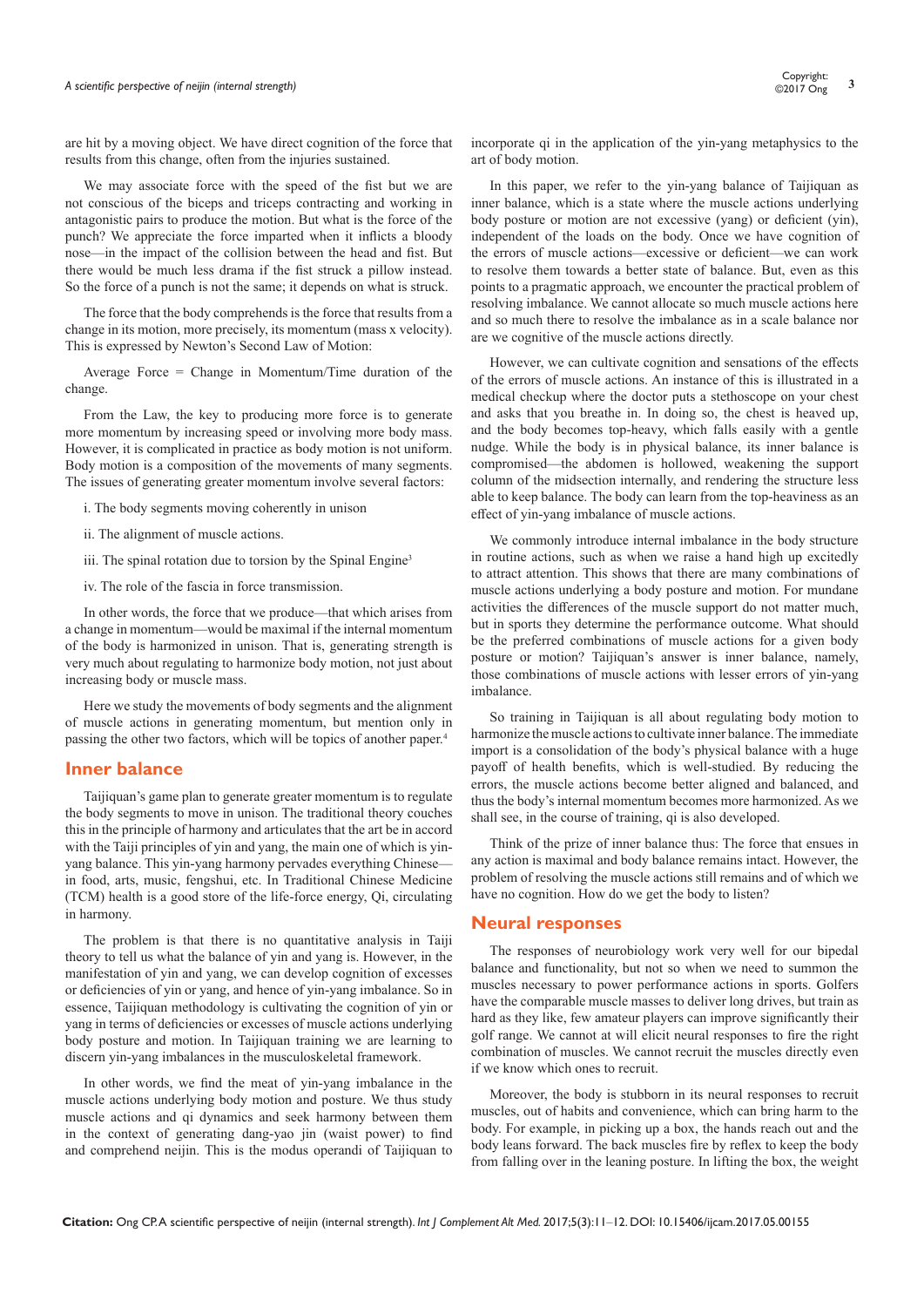are hit by a moving object. We have direct cognition of the force that results from this change, often from the injuries sustained.

We may associate force with the speed of the fist but we are not conscious of the biceps and triceps contracting and working in antagonistic pairs to produce the motion. But what is the force of the punch? We appreciate the force imparted when it inflicts a bloody nose—in the impact of the collision between the head and fist. But there would be much less drama if the fist struck a pillow instead. So the force of a punch is not the same; it depends on what is struck.

The force that the body comprehends is the force that results from a change in its motion, more precisely, its momentum (mass x velocity). This is expressed by Newton's Second Law of Motion:

Average Force = Change in Momentum/Time duration of the change.

From the Law, the key to producing more force is to generate more momentum by increasing speed or involving more body mass. However, it is complicated in practice as body motion is not uniform. Body motion is a composition of the movements of many segments. The issues of generating greater momentum involve several factors:

i. The body segments moving coherently in unison

ii. The alignment of muscle actions.

iii. The spinal rotation due to torsion by the Spinal Engine[3]

iv. The role of the fascia in force transmission.

In other words, the force that we produce—that which arises from a change in momentum—would be maximal if the internal momentum of the body is harmonized in unison. That is, generating strength is very much about regulating to harmonize body motion, not just about increasing body or muscle mass.

Here we study the movements of body segments and the alignment of muscle actions in generating momentum, but mention only in passing the other two factors, which will be topics of another paper.[4]

## Inner balance

Taijiquan's game plan to generate greater momentum is to regulate the body segments to move in unison. The traditional theory couches this in the principle of harmony and articulates that the art be in accord with the Taiji principles of yin and yang, the main one of which is yin-yang balance. This yin-yang harmony pervades everything Chinese—in food, arts, music, fengshui, etc. In Traditional Chinese Medicine (TCM) health is a good store of the life-force energy, Qi, circulating in harmony.

The problem is that there is no quantitative analysis in Taiji theory to tell us what the balance of yin and yang is. However, in the manifestation of yin and yang, we can develop cognition of excesses or deficiencies of yin or yang, and hence of yin-yang imbalance. So in essence, Taijiquan methodology is cultivating the cognition of yin or yang in terms of deficiencies or excesses of muscle actions underlying body posture and motion. In Taijiquan training we are learning to discern yin-yang imbalances in the musculoskeletal framework.

In other words, we find the meat of yin-yang imbalance in the muscle actions underlying body motion and posture. We thus study muscle actions and qi dynamics and seek harmony between them in the context of generating dang-yao jin (waist power) to find and comprehend neijin. This is the modus operandi of Taijiquan to incorporate qi in the application of the yin-yang metaphysics to the art of body motion.

In this paper, we refer to the yin-yang balance of Taijiquan as inner balance, which is a state where the muscle actions underlying body posture or motion are not excessive (yang) or deficient (yin), independent of the loads on the body. Once we have cognition of the errors of muscle actions—excessive or deficient—we can work to resolve them towards a better state of balance. But, even as this points to a pragmatic approach, we encounter the practical problem of resolving imbalance. We cannot allocate so much muscle actions here and so much there to resolve the imbalance as in a scale balance nor are we cognitive of the muscle actions directly.

However, we can cultivate cognition and sensations of the effects of the errors of muscle actions. An instance of this is illustrated in a medical checkup where the doctor puts a stethoscope on your chest and asks that you breathe in. In doing so, the chest is heaved up, and the body becomes top-heavy, which falls easily with a gentle nudge. While the body is in physical balance, its inner balance is compromised—the abdomen is hollowed, weakening the support column of the midsection internally, and rendering the structure less able to keep balance. The body can learn from the top-heaviness as an effect of yin-yang imbalance of muscle actions.

We commonly introduce internal imbalance in the body structure in routine actions, such as when we raise a hand high up excitedly to attract attention. This shows that there are many combinations of muscle actions underlying a body posture and motion. For mundane activities the differences of the muscle support do not matter much, but in sports they determine the performance outcome. What should be the preferred combinations of muscle actions for a given body posture or motion? Taijiquan's answer is inner balance, namely, those combinations of muscle actions with lesser errors of yin-yang imbalance.

So training in Taijiquan is all about regulating body motion to harmonize the muscle actions to cultivate inner balance. The immediate import is a consolidation of the body's physical balance with a huge payoff of health benefits, which is well-studied. By reducing the errors, the muscle actions become better aligned and balanced, and thus the body's internal momentum becomes more harmonized. As we shall see, in the course of training, qi is also developed.

Think of the prize of inner balance thus: The force that ensues in any action is maximal and body balance remains intact. However, the problem of resolving the muscle actions still remains and of which we have no cognition. How do we get the body to listen?

## Neural responses

The responses of neurobiology work very well for our bipedal balance and functionality, but not so when we need to summon the muscles necessary to power performance actions in sports. Golfers have the comparable muscle masses to deliver long drives, but train as hard as they like, few amateur players can improve significantly their golf range. We cannot at will elicit neural responses to fire the right combination of muscles. We cannot recruit the muscles directly even if we know which ones to recruit.

Moreover, the body is stubborn in its neural responses to recruit muscles, out of habits and convenience, which can bring harm to the body. For example, in picking up a box, the hands reach out and the body leans forward. The back muscles fire by reflex to keep the body from falling over in the leaning posture. In lifting the box, the weight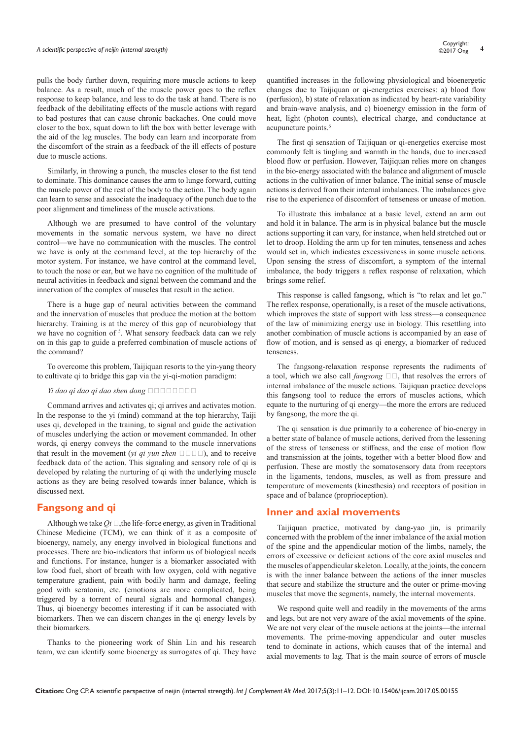pulls the body further down, requiring more muscle actions to keep balance. As a result, much of the muscle power goes to the reflex response to keep balance, and less to do the task at hand. There is no feedback of the debilitating effects of the muscle actions with regard to bad postures that can cause chronic backaches. One could move closer to the box, squat down to lift the box with better leverage with the aid of the leg muscles. The body can learn and incorporate from the discomfort of the strain as a feedback of the ill effects of posture due to muscle actions.

Similarly, in throwing a punch, the muscles closer to the fist tend to dominate. This dominance causes the arm to lunge forward, cutting the muscle power of the rest of the body to the action. The body again can learn to sense and associate the inadequacy of the punch due to the poor alignment and timeliness of the muscle activations.

Although we are presumed to have control of the voluntary movements in the somatic nervous system, we have no direct control—we have no communication with the muscles. The control we have is only at the command level, at the top hierarchy of the motor system. For instance, we have control at the command level, to touch the nose or ear, but we have no cognition of the multitude of neural activities in feedback and signal between the command and the innervation of the complex of muscles that result in the action.

There is a huge gap of neural activities between the command and the innervation of muscles that produce the motion at the bottom hierarchy. Training is at the mercy of this gap of neurobiology that we have no cognition of [5]. What sensory feedback data can we rely on in this gap to guide a preferred combination of muscle actions of the command?

To overcome this problem, Taijiquan resorts to the yin-yang theory to cultivate qi to bridge this gap via the yi-qi-motion paradigm:

*Yi dao qi dao qi dao shen dong* □□□□□□□□

Command arrives and activates qi; qi arrives and activates motion. In the response to the yi (mind) command at the top hierarchy, Taiji uses qi, developed in the training, to signal and guide the activation of muscles underlying the action or movement commanded. In other words, qi energy conveys the command to the muscle innervations that result in the movement (*yi qi yun zhen* □□□□), and to receive feedback data of the action. This signaling and sensory role of qi is developed by relating the nurturing of qi with the underlying muscle actions as they are being resolved towards inner balance, which is discussed next.

## Fangsong and qi

Although we take *Qi* □,the life-force energy, as given in Traditional Chinese Medicine (TCM), we can think of it as a composite of bioenergy, namely, any energy involved in biological functions and processes. There are bio-indicators that inform us of biological needs and functions. For instance, hunger is a biomarker associated with low food fuel, short of breath with low oxygen, cold with negative temperature gradient, pain with bodily harm and damage, feeling good with seratonin, etc. (emotions are more complicated, being triggered by a torrent of neural signals and hormonal changes). Thus, qi bioenergy becomes interesting if it can be associated with biomarkers. Then we can discern changes in the qi energy levels by their biomarkers.

Thanks to the pioneering work of Shin Lin and his research team, we can identify some bioenergy as surrogates of qi. They have quantified increases in the following physiological and bioenergetic changes due to Taijiquan or qi-energetics exercises: a) blood flow (perfusion), b) state of relaxation as indicated by heart-rate variability and brain-wave analysis, and c) bioenergy emission in the form of heat, light (photon counts), electrical charge, and conductance at acupuncture points.[6]

The first qi sensation of Taijiquan or qi-energetics exercise most commonly felt is tingling and warmth in the hands, due to increased blood flow or perfusion. However, Taijiquan relies more on changes in the bio-energy associated with the balance and alignment of muscle actions in the cultivation of inner balance. The initial sense of muscle actions is derived from their internal imbalances. The imbalances give rise to the experience of discomfort of tenseness or unease of motion.

To illustrate this imbalance at a basic level, extend an arm out and hold it in balance. The arm is in physical balance but the muscle actions supporting it can vary, for instance, when held stretched out or let to droop. Holding the arm up for ten minutes, tenseness and aches would set in, which indicates excessiveness in some muscle actions. Upon sensing the stress of discomfort, a symptom of the internal imbalance, the body triggers a reflex response of relaxation, which brings some relief.

This response is called fangsong, which is "to relax and let go." The reflex response, operationally, is a reset of the muscle activations, which improves the state of support with less stress—a consequence of the law of minimizing energy use in biology. This resettling into another combination of muscle actions is accompanied by an ease of flow of motion, and is sensed as qi energy, a biomarker of reduced tenseness.

The fangsong-relaxation response represents the rudiments of a tool, which we also call *fangsong* □□, that resolves the errors of internal imbalance of the muscle actions. Taijiquan practice develops this fangsong tool to reduce the errors of muscles actions, which equate to the nurturing of qi energy—the more the errors are reduced by fangsong, the more the qi.

The qi sensation is due primarily to a coherence of bio-energy in a better state of balance of muscle actions, derived from the lessening of the stress of tenseness or stiffness, and the ease of motion flow and transmission at the joints, together with a better blood flow and perfusion. These are mostly the somatosensory data from receptors in the ligaments, tendons, muscles, as well as from pressure and temperature of movements (kinesthesia) and receptors of position in space and of balance (proprioception).

## Inner and axial movements

Taijiquan practice, motivated by dang-yao jin, is primarily concerned with the problem of the inner imbalance of the axial motion of the spine and the appendicular motion of the limbs, namely, the errors of excessive or deficient actions of the core axial muscles and the muscles of appendicular skeleton. Locally, at the joints, the concern is with the inner balance between the actions of the inner muscles that secure and stabilize the structure and the outer or prime-moving muscles that move the segments, namely, the internal movements.

We respond quite well and readily in the movements of the arms and legs, but are not very aware of the axial movements of the spine. We are not very clear of the muscle actions at the joints—the internal movements. The prime-moving appendicular and outer muscles tend to dominate in actions, which causes that of the internal and axial movements to lag. That is the main source of errors of muscle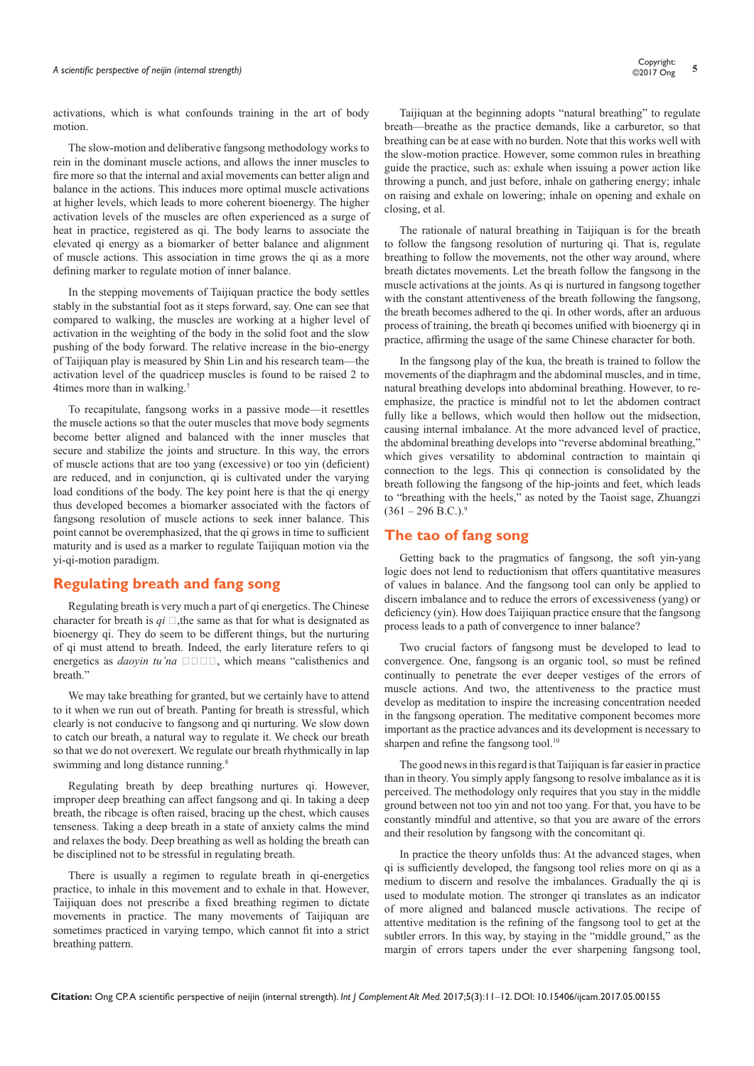activations, which is what confounds training in the art of body motion.

The slow-motion and deliberative fangsong methodology works to rein in the dominant muscle actions, and allows the inner muscles to fire more so that the internal and axial movements can better align and balance in the actions. This induces more optimal muscle activations at higher levels, which leads to more coherent bioenergy. The higher activation levels of the muscles are often experienced as a surge of heat in practice, registered as qi. The body learns to associate the elevated qi energy as a biomarker of better balance and alignment of muscle actions. This association in time grows the qi as a more defining marker to regulate motion of inner balance.

In the stepping movements of Taijiquan practice the body settles stably in the substantial foot as it steps forward, say. One can see that compared to walking, the muscles are working at a higher level of activation in the weighting of the body in the solid foot and the slow pushing of the body forward. The relative increase in the bio-energy of Taijiquan play is measured by Shin Lin and his research team—the activation level of the quadricep muscles is found to be raised 2 to 4times more than in walking.[7]

To recapitulate, fangsong works in a passive mode—it resettles the muscle actions so that the outer muscles that move body segments become better aligned and balanced with the inner muscles that secure and stabilize the joints and structure. In this way, the errors of muscle actions that are too yang (excessive) or too yin (deficient) are reduced, and in conjunction, qi is cultivated under the varying load conditions of the body. The key point here is that the qi energy thus developed becomes a biomarker associated with the factors of fangsong resolution of muscle actions to seek inner balance. This point cannot be overemphasized, that the qi grows in time to sufficient maturity and is used as a marker to regulate Taijiquan motion via the yi-qi-motion paradigm.

## Regulating breath and fang song

Regulating breath is very much a part of qi energetics. The Chinese character for breath is *qi* □,the same as that for what is designated as bioenergy qi. They do seem to be different things, but the nurturing of qi must attend to breath. Indeed, the early literature refers to qi energetics as *daoyin tu'na* □□□□, which means "calisthenics and breath."

We may take breathing for granted, but we certainly have to attend to it when we run out of breath. Panting for breath is stressful, which clearly is not conducive to fangsong and qi nurturing. We slow down to catch our breath, a natural way to regulate it. We check our breath so that we do not overexert. We regulate our breath rhythmically in lap swimming and long distance running.[8]

Regulating breath by deep breathing nurtures qi. However, improper deep breathing can affect fangsong and qi. In taking a deep breath, the ribcage is often raised, bracing up the chest, which causes tenseness. Taking a deep breath in a state of anxiety calms the mind and relaxes the body. Deep breathing as well as holding the breath can be disciplined not to be stressful in regulating breath.

There is usually a regimen to regulate breath in qi-energetics practice, to inhale in this movement and to exhale in that. However, Taijiquan does not prescribe a fixed breathing regimen to dictate movements in practice. The many movements of Taijiquan are sometimes practiced in varying tempo, which cannot fit into a strict breathing pattern.

Taijiquan at the beginning adopts "natural breathing" to regulate breath—breathe as the practice demands, like a carburetor, so that breathing can be at ease with no burden. Note that this works well with the slow-motion practice. However, some common rules in breathing guide the practice, such as: exhale when issuing a power action like throwing a punch, and just before, inhale on gathering energy; inhale on raising and exhale on lowering; inhale on opening and exhale on closing, et al.

The rationale of natural breathing in Taijiquan is for the breath to follow the fangsong resolution of nurturing qi. That is, regulate breathing to follow the movements, not the other way around, where breath dictates movements. Let the breath follow the fangsong in the muscle activations at the joints. As qi is nurtured in fangsong together with the constant attentiveness of the breath following the fangsong, the breath becomes adhered to the qi. In other words, after an arduous process of training, the breath qi becomes unified with bioenergy qi in practice, affirming the usage of the same Chinese character for both.

In the fangsong play of the kua, the breath is trained to follow the movements of the diaphragm and the abdominal muscles, and in time, natural breathing develops into abdominal breathing. However, to re-emphasize, the practice is mindful not to let the abdomen contract fully like a bellows, which would then hollow out the midsection, causing internal imbalance. At the more advanced level of practice, the abdominal breathing develops into "reverse abdominal breathing," which gives versatility to abdominal contraction to maintain qi connection to the legs. This qi connection is consolidated by the breath following the fangsong of the hip-joints and feet, which leads to "breathing with the heels," as noted by the Taoist sage, Zhuangzi (361 – 296 B.C.).[9]

## The tao of fang song

Getting back to the pragmatics of fangsong, the soft yin-yang logic does not lend to reductionism that offers quantitative measures of values in balance. And the fangsong tool can only be applied to discern imbalance and to reduce the errors of excessiveness (yang) or deficiency (yin). How does Taijiquan practice ensure that the fangsong process leads to a path of convergence to inner balance?

Two crucial factors of fangsong must be developed to lead to convergence. One, fangsong is an organic tool, so must be refined continually to penetrate the ever deeper vestiges of the errors of muscle actions. And two, the attentiveness to the practice must develop as meditation to inspire the increasing concentration needed in the fangsong operation. The meditative component becomes more important as the practice advances and its development is necessary to sharpen and refine the fangsong tool.[10]

The good news in this regard is that Taijiquan is far easier in practice than in theory. You simply apply fangsong to resolve imbalance as it is perceived. The methodology only requires that you stay in the middle ground between not too yin and not too yang. For that, you have to be constantly mindful and attentive, so that you are aware of the errors and their resolution by fangsong with the concomitant qi.

In practice the theory unfolds thus: At the advanced stages, when qi is sufficiently developed, the fangsong tool relies more on qi as a medium to discern and resolve the imbalances. Gradually the qi is used to modulate motion. The stronger qi translates as an indicator of more aligned and balanced muscle activations. The recipe of attentive meditation is the refining of the fangsong tool to get at the subtler errors. In this way, by staying in the "middle ground," as the margin of errors tapers under the ever sharpening fangsong tool,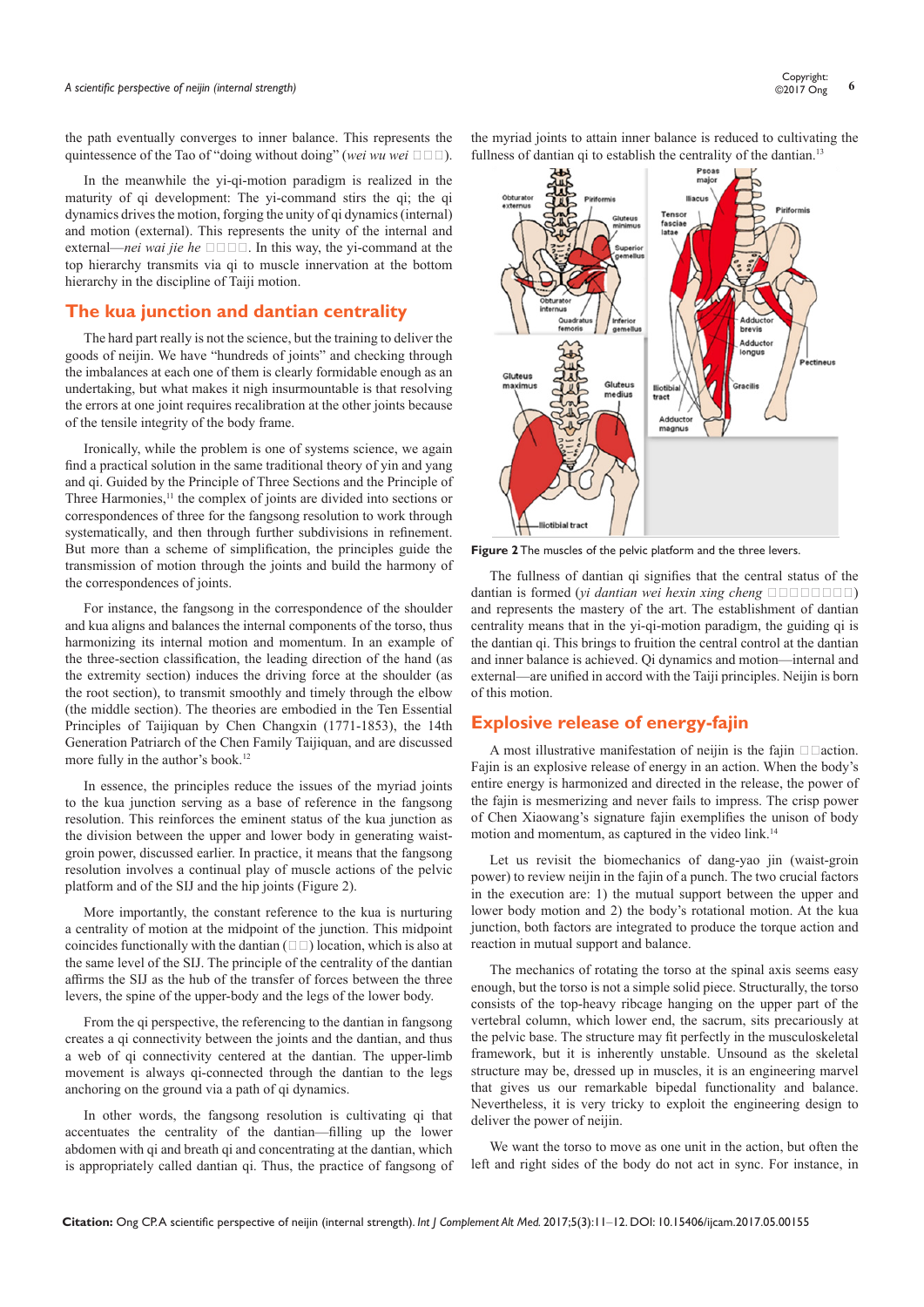the path eventually converges to inner balance. This represents the quintessence of the Tao of "doing without doing" (*wei wu wei* □□□).

In the meanwhile the yi-qi-motion paradigm is realized in the maturity of qi development: The yi-command stirs the qi; the qi dynamics drives the motion, forging the unity of qi dynamics (internal) and motion (external). This represents the unity of the internal and external—*nei wai jie he* □□□□. In this way, the yi-command at the top hierarchy transmits via qi to muscle innervation at the bottom hierarchy in the discipline of Taiji motion.

## The kua junction and dantian centrality

The hard part really is not the science, but the training to deliver the goods of neijin. We have "hundreds of joints" and checking through the imbalances at each one of them is clearly formidable enough as an undertaking, but what makes it nigh insurmountable is that resolving the errors at one joint requires recalibration at the other joints because of the tensile integrity of the body frame.

Ironically, while the problem is one of systems science, we again find a practical solution in the same traditional theory of yin and yang and qi. Guided by the Principle of Three Sections and the Principle of Three Harmonies,[11] the complex of joints are divided into sections or correspondences of three for the fangsong resolution to work through systematically, and then through further subdivisions in refinement. But more than a scheme of simplification, the principles guide the transmission of motion through the joints and build the harmony of the correspondences of joints.

For instance, the fangsong in the correspondence of the shoulder and kua aligns and balances the internal components of the torso, thus harmonizing its internal motion and momentum. In an example of the three-section classification, the leading direction of the hand (as the extremity section) induces the driving force at the shoulder (as the root section), to transmit smoothly and timely through the elbow (the middle section). The theories are embodied in the Ten Essential Principles of Taijiquan by Chen Changxin (1771-1853), the 14th Generation Patriarch of the Chen Family Taijiquan, and are discussed more fully in the author's book.[12]

In essence, the principles reduce the issues of the myriad joints to the kua junction serving as a base of reference in the fangsong resolution. This reinforces the eminent status of the kua junction as the division between the upper and lower body in generating waist-groin power, discussed earlier. In practice, it means that the fangsong resolution involves a continual play of muscle actions of the pelvic platform and of the SIJ and the hip joints (Figure 2).

More importantly, the constant reference to the kua is nurturing a centrality of motion at the midpoint of the junction. This midpoint coincides functionally with the dantian (□□) location, which is also at the same level of the SIJ. The principle of the centrality of the dantian affirms the SIJ as the hub of the transfer of forces between the three levers, the spine of the upper-body and the legs of the lower body.

From the qi perspective, the referencing to the dantian in fangsong creates a qi connectivity between the joints and the dantian, and thus a web of qi connectivity centered at the dantian. The upper-limb movement is always qi-connected through the dantian to the legs anchoring on the ground via a path of qi dynamics.

In other words, the fangsong resolution is cultivating qi that accentuates the centrality of the dantian—filling up the lower abdomen with qi and breath qi and concentrating at the dantian, which is appropriately called dantian qi. Thus, the practice of fangsong of the myriad joints to attain inner balance is reduced to cultivating the fullness of dantian qi to establish the centrality of the dantian.[13]

**Figure 2** The muscles of the pelvic platform and the three levers.

The fullness of dantian qi signifies that the central status of the dantian is formed (*yi dantian wei hexin xing cheng* □□□□□□□□) and represents the mastery of the art. The establishment of dantian centrality means that in the yi-qi-motion paradigm, the guiding qi is the dantian qi. This brings to fruition the central control at the dantian and inner balance is achieved. Qi dynamics and motion—internal and external—are unified in accord with the Taiji principles. Neijin is born of this motion.

## Explosive release of energy-fajin

A most illustrative manifestation of neijin is the fajin □□action. Fajin is an explosive release of energy in an action. When the body's entire energy is harmonized and directed in the release, the power of the fajin is mesmerizing and never fails to impress. The crisp power of Chen Xiaowang's signature fajin exemplifies the unison of body motion and momentum, as captured in the video link.[14]

Let us revisit the biomechanics of dang-yao jin (waist-groin power) to review neijin in the fajin of a punch. The two crucial factors in the execution are: 1) the mutual support between the upper and lower body motion and 2) the body's rotational motion. At the kua junction, both factors are integrated to produce the torque action and reaction in mutual support and balance.

The mechanics of rotating the torso at the spinal axis seems easy enough, but the torso is not a simple solid piece. Structurally, the torso consists of the top-heavy ribcage hanging on the upper part of the vertebral column, which lower end, the sacrum, sits precariously at the pelvic base. The structure may fit perfectly in the musculoskeletal framework, but it is inherently unstable. Unsound as the skeletal structure may be, dressed up in muscles, it is an engineering marvel that gives us our remarkable bipedal functionality and balance. Nevertheless, it is very tricky to exploit the engineering design to deliver the power of neijin.

We want the torso to move as one unit in the action, but often the left and right sides of the body do not act in sync. For instance, in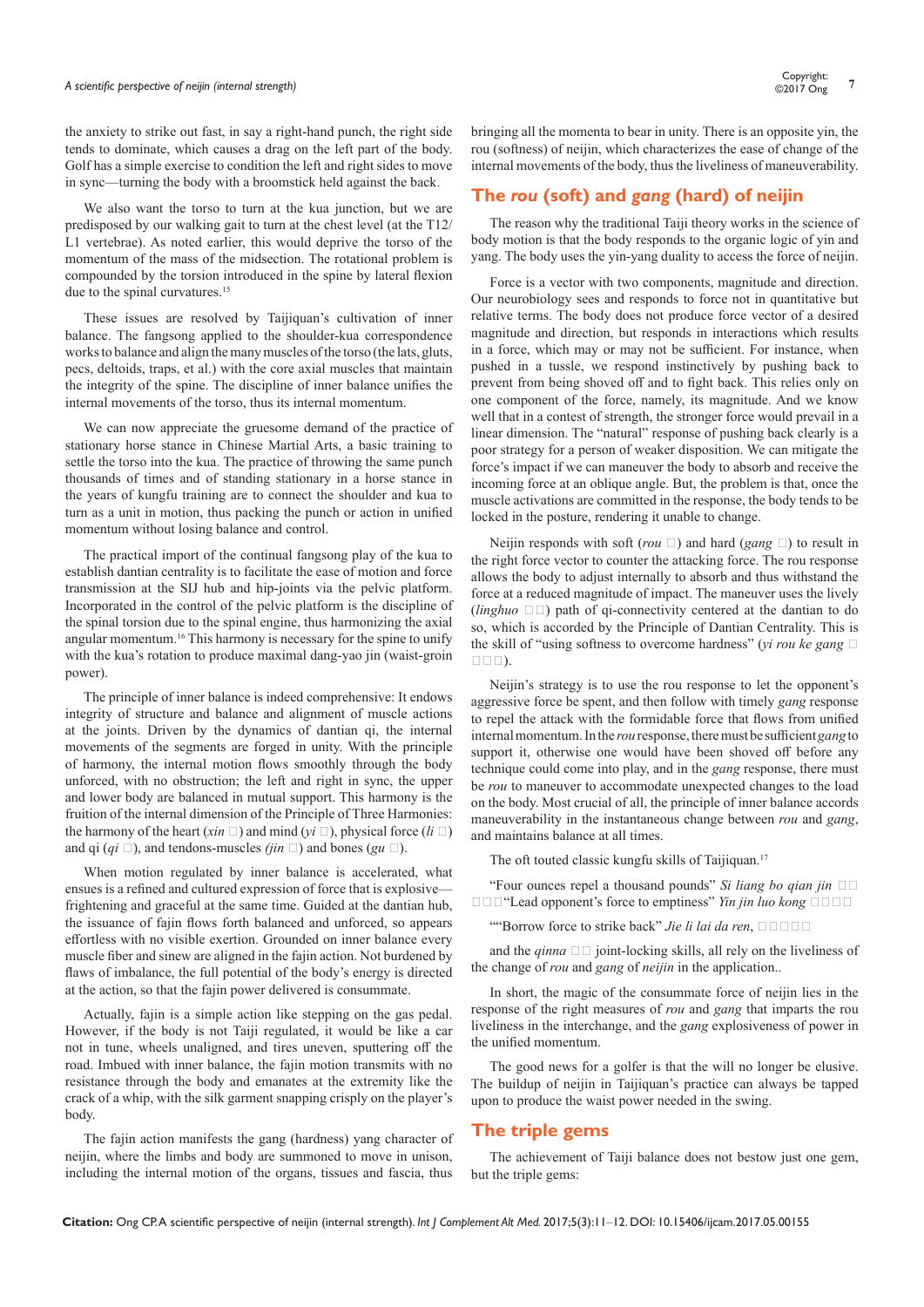the anxiety to strike out fast, in say a right-hand punch, the right side tends to dominate, which causes a drag on the left part of the body. Golf has a simple exercise to condition the left and right sides to move in sync—turning the body with a broomstick held against the back.

We also want the torso to turn at the kua junction, but we are predisposed by our walking gait to turn at the chest level (at the T12/ L1 vertebrae). As noted earlier, this would deprive the torso of the momentum of the mass of the midsection. The rotational problem is compounded by the torsion introduced in the spine by lateral flexion due to the spinal curvatures.[15]

These issues are resolved by Taijiquan's cultivation of inner balance. The fangsong applied to the shoulder-kua correspondence works to balance and align the many muscles of the torso (the lats, gluts, pecs, deltoids, traps, et al.) with the core axial muscles that maintain the integrity of the spine. The discipline of inner balance unifies the internal movements of the torso, thus its internal momentum.

We can now appreciate the gruesome demand of the practice of stationary horse stance in Chinese Martial Arts, a basic training to settle the torso into the kua. The practice of throwing the same punch thousands of times and of standing stationary in a horse stance in the years of kungfu training are to connect the shoulder and kua to turn as a unit in motion, thus packing the punch or action in unified momentum without losing balance and control.

The practical import of the continual fangsong play of the kua to establish dantian centrality is to facilitate the ease of motion and force transmission at the SIJ hub and hip-joints via the pelvic platform. Incorporated in the control of the pelvic platform is the discipline of the spinal torsion due to the spinal engine, thus harmonizing the axial angular momentum.[16] This harmony is necessary for the spine to unify with the kua's rotation to produce maximal dang-yao jin (waist-groin power).

The principle of inner balance is indeed comprehensive: It endows integrity of structure and balance and alignment of muscle actions at the joints. Driven by the dynamics of dantian qi, the internal movements of the segments are forged in unity. With the principle of harmony, the internal motion flows smoothly through the body unforced, with no obstruction; the left and right in sync, the upper and lower body are balanced in mutual support. This harmony is the fruition of the internal dimension of the Principle of Three Harmonies: the harmony of the heart (*xin* 心) and mind (*yi* 意), physical force (*li* 力) and qi (*qi* 气), and tendons-muscles *(jin* 筋) and bones (*gu* 骨).

When motion regulated by inner balance is accelerated, what ensues is a refined and cultured expression of force that is explosive—frightening and graceful at the same time. Guided at the dantian hub, the issuance of fajin flows forth balanced and unforced, so appears effortless with no visible exertion. Grounded on inner balance every muscle fiber and sinew are aligned in the fajin action. Not burdened by flaws of imbalance, the full potential of the body's energy is directed at the action, so that the fajin power delivered is consummate.

Actually, fajin is a simple action like stepping on the gas pedal. However, if the body is not Taiji regulated, it would be like a car not in tune, wheels unaligned, and tires uneven, sputtering off the road. Imbued with inner balance, the fajin motion transmits with no resistance through the body and emanates at the extremity like the crack of a whip, with the silk garment snapping crisply on the player's body.

The fajin action manifests the gang (hardness) yang character of neijin, where the limbs and body are summoned to move in unison, including the internal motion of the organs, tissues and fascia, thus bringing all the momenta to bear in unity. There is an opposite yin, the rou (softness) of neijin, which characterizes the ease of change of the internal movements of the body, thus the liveliness of maneuverability.

## The *rou* (soft) and *gang* (hard) of neijin

The reason why the traditional Taiji theory works in the science of body motion is that the body responds to the organic logic of yin and yang. The body uses the yin-yang duality to access the force of neijin.

Force is a vector with two components, magnitude and direction. Our neurobiology sees and responds to force not in quantitative but relative terms. The body does not produce force vector of a desired magnitude and direction, but responds in interactions which results in a force, which may or may not be sufficient. For instance, when pushed in a tussle, we respond instinctively by pushing back to prevent from being shoved off and to fight back. This relies only on one component of the force, namely, its magnitude. And we know well that in a contest of strength, the stronger force would prevail in a linear dimension. The "natural" response of pushing back clearly is a poor strategy for a person of weaker disposition. We can mitigate the force's impact if we can maneuver the body to absorb and receive the incoming force at an oblique angle. But, the problem is that, once the muscle activations are committed in the response, the body tends to be locked in the posture, rendering it unable to change.

Neijin responds with soft (*rou* 柔) and hard (*gang* 刚) to result in the right force vector to counter the attacking force. The rou response allows the body to adjust internally to absorb and thus withstand the force at a reduced magnitude of impact. The maneuver uses the lively (*linghuo* 灵活) path of qi-connectivity centered at the dantian to do so, which is accorded by the Principle of Dantian Centrality. This is the skill of "using softness to overcome hardness" (*yi rou ke gang* 以柔克刚).

Neijin's strategy is to use the rou response to let the opponent's aggressive force be spent, and then follow with timely *gang* response to repel the attack with the formidable force that flows from unified internal momentum. In the *rou* response, there must be sufficient *gang* to support it, otherwise one would have been shoved off before any technique could come into play, and in the *gang* response, there must be *rou* to maneuver to accommodate unexpected changes to the load on the body. Most crucial of all, the principle of inner balance accords maneuverability in the instantaneous change between *rou* and *gang*, and maintains balance at all times.

The oft touted classic kungfu skills of Taijiquan.[17]

"Four ounces repel a thousand pounds" *Si liang bo qian jin* 四两拨千斤"Lead opponent's force to emptiness" *Yin jin luo kong* 引进落空

""Borrow force to strike back" *Jie li lai da ren*, 借力来打人

and the *qinna* 擒拿 joint-locking skills, all rely on the liveliness of the change of *rou* and *gang* of *neijin* in the application..

In short, the magic of the consummate force of neijin lies in the response of the right measures of *rou* and *gang* that imparts the rou liveliness in the interchange, and the *gang* explosiveness of power in the unified momentum.

The good news for a golfer is that the will no longer be elusive. The buildup of neijin in Taijiquan's practice can always be tapped upon to produce the waist power needed in the swing.

## The triple gems

The achievement of Taiji balance does not bestow just one gem, but the triple gems: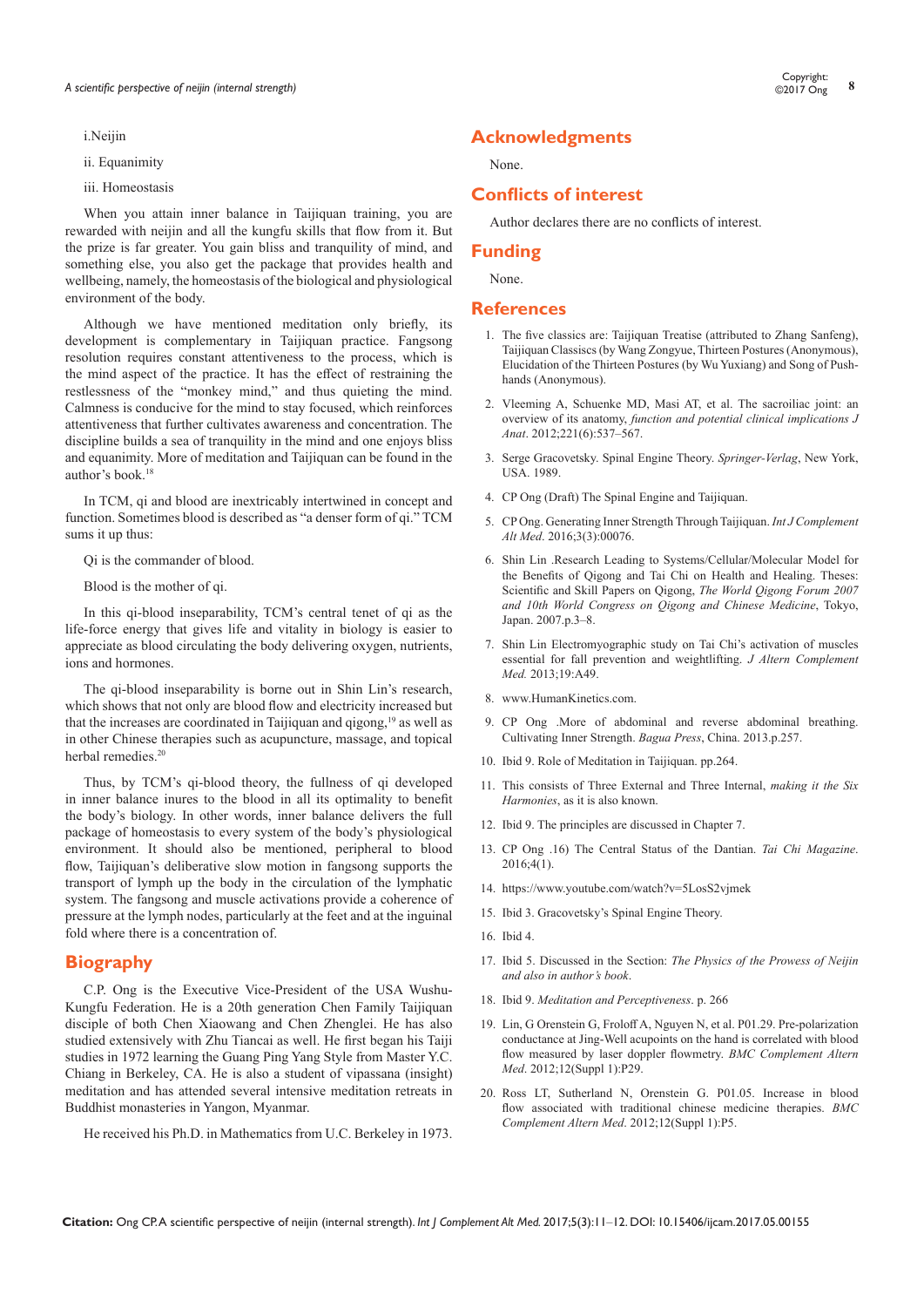i.Neijin

ii. Equanimity

iii. Homeostasis

When you attain inner balance in Taijiquan training, you are rewarded with neijin and all the kungfu skills that flow from it. But the prize is far greater. You gain bliss and tranquility of mind, and something else, you also get the package that provides health and wellbeing, namely, the homeostasis of the biological and physiological environment of the body.

Although we have mentioned meditation only briefly, its development is complementary in Taijiquan practice. Fangsong resolution requires constant attentiveness to the process, which is the mind aspect of the practice. It has the effect of restraining the restlessness of the "monkey mind," and thus quieting the mind. Calmness is conducive for the mind to stay focused, which reinforces attentiveness that further cultivates awareness and concentration. The discipline builds a sea of tranquility in the mind and one enjoys bliss and equanimity. More of meditation and Taijiquan can be found in the author's book.[18]

In TCM, qi and blood are inextricably intertwined in concept and function. Sometimes blood is described as "a denser form of qi." TCM sums it up thus:

Qi is the commander of blood.

Blood is the mother of qi.

In this qi-blood inseparability, TCM's central tenet of qi as the life-force energy that gives life and vitality in biology is easier to appreciate as blood circulating the body delivering oxygen, nutrients, ions and hormones.

The qi-blood inseparability is borne out in Shin Lin's research, which shows that not only are blood flow and electricity increased but that the increases are coordinated in Taijiquan and qigong,[19] as well as in other Chinese therapies such as acupuncture, massage, and topical herbal remedies.[20]

Thus, by TCM's qi-blood theory, the fullness of qi developed in inner balance inures to the blood in all its optimality to benefit the body's biology. In other words, inner balance delivers the full package of homeostasis to every system of the body's physiological environment. It should also be mentioned, peripheral to blood flow, Taijiquan's deliberative slow motion in fangsong supports the transport of lymph up the body in the circulation of the lymphatic system. The fangsong and muscle activations provide a coherence of pressure at the lymph nodes, particularly at the feet and at the inguinal fold where there is a concentration of.

## Biography

C.P. Ong is the Executive Vice-President of the USA Wushu-Kungfu Federation. He is a 20th generation Chen Family Taijiquan disciple of both Chen Xiaowang and Chen Zhenglei. He has also studied extensively with Zhu Tiancai as well. He first began his Taiji studies in 1972 learning the Guang Ping Yang Style from Master Y.C. Chiang in Berkeley, CA. He is also a student of vipassana (insight) meditation and has attended several intensive meditation retreats in Buddhist monasteries in Yangon, Myanmar.

He received his Ph.D. in Mathematics from U.C. Berkeley in 1973.

## Acknowledgments

None.

## Conflicts of interest

Author declares there are no conflicts of interest.

## Funding

None.

## References

1. The five classics are: Taijiquan Treatise (attributed to Zhang Sanfeng), Taijiquan Classiscs (by Wang Zongyue, Thirteen Postures (Anonymous), Elucidation of the Thirteen Postures (by Wu Yuxiang) and Song of Push-hands (Anonymous).
2. Vleeming A, Schuenke MD, Masi AT, et al. The sacroiliac joint: an overview of its anatomy, *function and potential clinical implications J Anat*. 2012;221(6):537–567.
3. Serge Gracovetsky. Spinal Engine Theory. *Springer-Verlag*, New York, USA. 1989.
4. CP Ong (Draft) The Spinal Engine and Taijiquan.
5. CP Ong. Generating Inner Strength Through Taijiquan. *Int J Complement Alt Med*. 2016;3(3):00076.
6. Shin Lin .Research Leading to Systems/Cellular/Molecular Model for the Benefits of Qigong and Tai Chi on Health and Healing. Theses: Scientific and Skill Papers on Qigong, *The World Qigong Forum 2007 and 10th World Congress on Qigong and Chinese Medicine*, Tokyo, Japan. 2007.p.3–8.
7. Shin Lin Electromyographic study on Tai Chi's activation of muscles essential for fall prevention and weightlifting. *J Altern Complement Med.* 2013;19:A49.
8. www.HumanKinetics.com.
9. CP Ong .More of abdominal and reverse abdominal breathing. Cultivating Inner Strength. *Bagua Press*, China. 2013.p.257.
10. Ibid 9. Role of Meditation in Taijiquan. pp.264.
11. This consists of Three External and Three Internal, *making it the Six Harmonies*, as it is also known.
12. Ibid 9. The principles are discussed in Chapter 7.
13. CP Ong .16) The Central Status of the Dantian. *Tai Chi Magazine*. 2016;4(1).
14. https://www.youtube.com/watch?v=5LosS2vjmek
15. Ibid 3. Gracovetsky's Spinal Engine Theory.
16. Ibid 4.
17. Ibid 5. Discussed in the Section: *The Physics of the Prowess of Neijin and also in author's book*.
18. Ibid 9. *Meditation and Perceptiveness*. p. 266
19. Lin, G Orenstein G, Froloff A, Nguyen N, et al. P01.29. Pre-polarization conductance at Jing-Well acupoints on the hand is correlated with blood flow measured by laser doppler flowmetry. *BMC Complement Altern Med*. 2012;12(Suppl 1):P29.
20. Ross LT, Sutherland N, Orenstein G. P01.05. Increase in blood flow associated with traditional chinese medicine therapies. *BMC Complement Altern Med*. 2012;12(Suppl 1):P5.